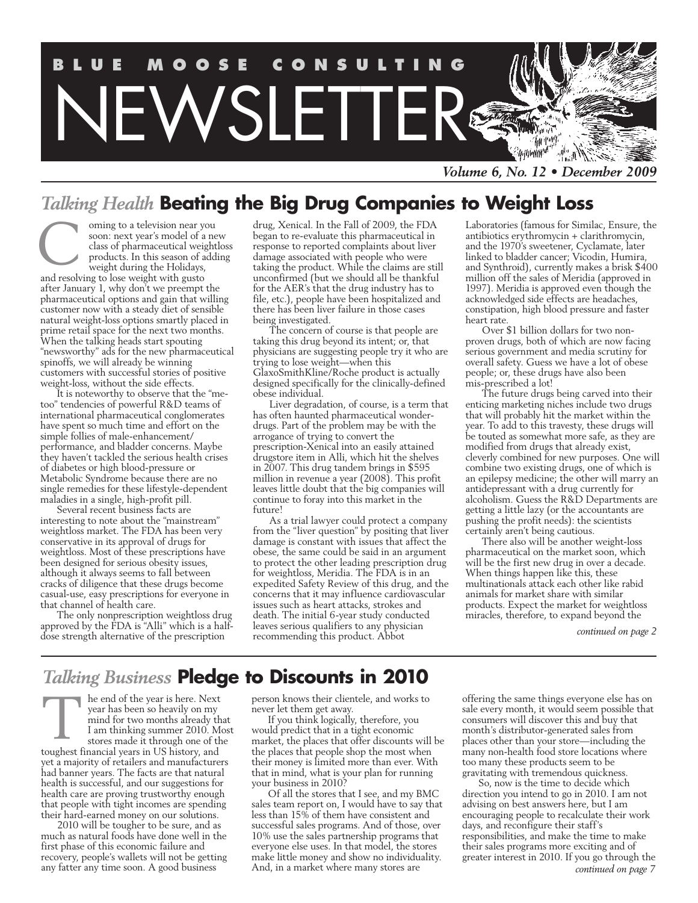# BLUE MOOSE CONSULTING NEWSLETTER

*Volume 6, No. 12 • December 2009*

## *Talking Health* Beating the Big Drug Companies to Weight Loss

Coming to a television near you soon: next year's model of a new class of pharmaceutical weightloss products. In this season of adding weight during the Holidays, and resolving to lose weight with gusto after January 1, why don't we preempt the pharmaceutical options and gain that willing customer now with a steady diet of sensible natural weight-loss options smartly placed in prime retail space for the next two months. When the talking heads start spouting "newsworthy" ads for the new pharmaceutical spinoffs, we will already be winning customers with successful stories of positive weight-loss, without the side effects.

It is noteworthy to observe that the "me-too" tendencies of powerful R&D teams of international pharmaceutical conglomerates have spent so much time and effort on the simple follies of male-enhancement/performance, and bladder concerns. Maybe they haven't tackled the serious health crises of diabetes or high blood-pressure or Metabolic Syndrome because there are no single remedies for these lifestyle-dependent maladies in a single, high-profit pill.

Several recent business facts are interesting to note about the "mainstream" weightloss market. The FDA has been very conservative in its approval of drugs for weightloss. Most of these prescriptions have been designed for serious obesity issues, although it always seems to fall between cracks of diligence that these drugs become casual-use, easy prescriptions for everyone in that channel of health care.

The only nonprescription weightloss drug approved by the FDA is "Alli" which is a half-dose strength alternative of the prescription drug, Xenical. In the Fall of 2009, the FDA began to re-evaluate this pharmaceutical in response to reported complaints about liver damage associated with people who were taking the product. While the claims are still unconfirmed (but we should all be thankful for the AER's that the drug industry has to file, etc.), people have been hospitalized and there has been liver failure in those cases being investigated.

The concern of course is that people are taking this drug beyond its intent; or, that physicians are suggesting people try it who are trying to lose weight—when this GlaxoSmithKline/Roche product is actually designed specifically for the clinically-defined obese individual.

Liver degradation, of course, is a term that has often haunted pharmaceutical wonder-drugs. Part of the problem may be with the arrogance of trying to convert the prescription-Xenical into an easily attained drugstore item in Alli, which hit the shelves in 2007. This drug tandem brings in $595 million in revenue a year (2008). This profit leaves little doubt that the big companies will continue to foray into this market in the future!

As a trial lawyer could protect a company from the "liver question" by positing that liver damage is constant with issues that affect the obese, the same could be said in an argument to protect the other leading prescription drug for weightloss, Meridia. The FDA is in an expedited Safety Review of this drug, and the concerns that it may influence cardiovascular issues such as heart attacks, strokes and death. The initial 6-year study conducted leaves serious qualifiers to any physician recommending this product. Abbot Laboratories (famous for Similac, Ensure, the antibiotics erythromycin + clarithromycin, and the 1970's sweetener, Cyclamate, later linked to bladder cancer; Vicodin, Humira, and Synthroid), currently makes a brisk $400 million off the sales of Meridia (approved in 1997). Meridia is approved even though the acknowledged side effects are headaches, constipation, high blood pressure and faster heart rate.

Over $1 billion dollars for two non-proven drugs, both of which are now facing serious government and media scrutiny for overall safety. Guess we have a lot of obese people; or, these drugs have also been mis-prescribed a lot!

The future drugs being carved into their enticing marketing niches include two drugs that will probably hit the market within the year. To add to this travesty, these drugs will be touted as somewhat more safe, as they are modified from drugs that already exist, cleverly combined for new purposes. One will combine two existing drugs, one of which is an epilepsy medicine; the other will marry an antidepressant with a drug currently for alcoholism. Guess the R&D Departments are getting a little lazy (or the accountants are pushing the profit needs): the scientists certainly aren't being cautious.

There also will be another weight-loss pharmaceutical on the market soon, which will be the first new drug in over a decade. When things happen like this, these multinationals attack each other like rabid animals for market share with similar products. Expect the market for weightloss miracles, therefore, to expand beyond the

*continued on page 2*

## *Talking Business* Pledge to Discounts in 2010

The end of the year is here. Next year has been so heavily on my mind for two months already that I am thinking summer 2010. Most stores made it through one of the toughest financial years in US history, and yet a majority of retailers and manufacturers had banner years. The facts are that natural health is successful, and our suggestions for health care are proving trustworthy enough that people with tight incomes are spending their hard-earned money on our solutions.

2010 will be tougher to be sure, and as much as natural foods have done well in the first phase of this economic failure and recovery, people's wallets will not be getting any fatter any time soon. A good business person knows their clientele, and works to never let them get away.

If you think logically, therefore, you would predict that in a tight economic market, the places that offer discounts will be the places that people shop the most when their money is limited more than ever. With that in mind, what is your plan for running your business in 2010?

Of all the stores that I see, and my BMC sales team report on, I would have to say that less than 15% of them have consistent and successful sales programs. And of those, over 10% use the sales partnership programs that everyone else uses. In that model, the stores make little money and show no individuality. And, in a market where many stores are offering the same things everyone else has on sale every month, it would seem possible that consumers will discover this and buy that month's distributor-generated sales from places other than your store—including the many non-health food store locations where too many these products seem to be gravitating with tremendous quickness.

So, now is the time to decide which direction you intend to go in 2010. I am not advising on best answers here, but I am encouraging people to recalculate their work days, and reconfigure their staff's responsibilities, and make the time to make their sales programs more exciting and of greater interest in 2010. If you go through the

*continued on page 7*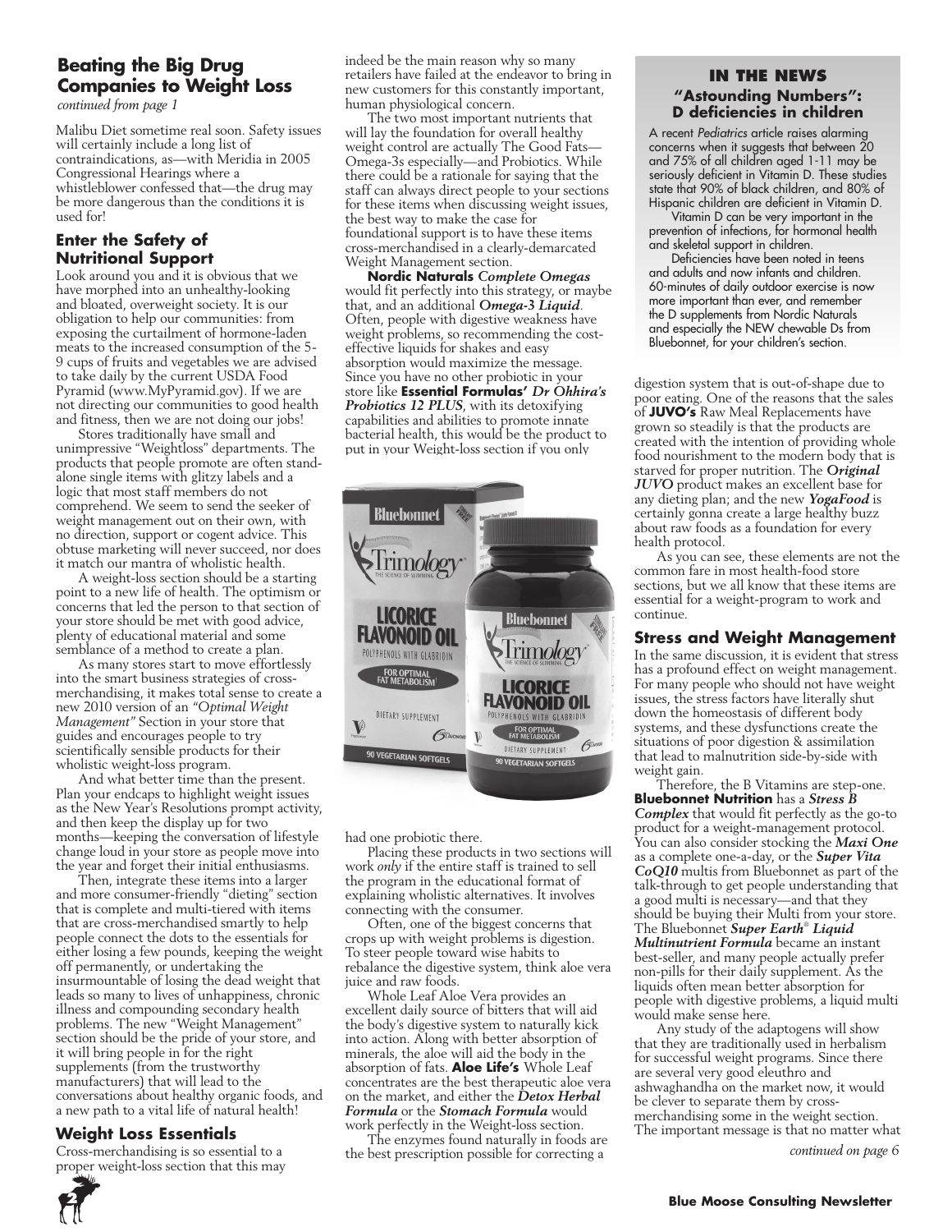## Beating the Big Drug Companies to Weight Loss

*continued from page 1*

Malibu Diet sometime real soon. Safety issues will certainly include a long list of contraindications, as—with Meridia in 2005 Congressional Hearings where a whistleblower confessed that—the drug may be more dangerous than the conditions it is used for!

### Enter the Safety of Nutritional Support

Look around you and it is obvious that we have morphed into an unhealthy-looking and bloated, overweight society. It is our obligation to help our communities: from exposing the curtailment of hormone-laden meats to the increased consumption of the 5-9 cups of fruits and vegetables we are advised to take daily by the current USDA Food Pyramid (www.MyPyramid.gov). If we are not directing our communities to good health and fitness, then we are not doing our jobs!

Stores traditionally have small and unimpressive "Weightloss" departments. The products that people promote are often stand-alone single items with glitzy labels and a logic that most staff members do not comprehend. We seem to send the seeker of weight management out on their own, with no direction, support or cogent advice. This obtuse marketing will never succeed, nor does it match our mantra of wholistic health.

A weight-loss section should be a starting point to a new life of health. The optimism or concerns that led the person to that section of your store should be met with good advice, plenty of educational material and some semblance of a method to create a plan.

As many stores start to move effortlessly into the smart business strategies of cross-merchandising, it makes total sense to create a new 2010 version of an *"Optimal Weight Management"* Section in your store that guides and encourages people to try scientifically sensible products for their wholistic weight-loss program.

And what better time than the present. Plan your endcaps to highlight weight issues as the New Year's Resolutions prompt activity, and then keep the display up for two months—keeping the conversation of lifestyle change loud in your store as people move into the year and forget their initial enthusiasms.

Then, integrate these items into a larger and more consumer-friendly "dieting" section that is complete and multi-tiered with items that are cross-merchandised smartly to help people connect the dots to the essentials for either losing a few pounds, keeping the weight off permanently, or undertaking the insurmountable of losing the dead weight that leads so many to lives of unhappiness, chronic illness and compounding secondary health problems. The new "Weight Management" section should be the pride of your store, and it will bring people in for the right supplements (from the trustworthy manufacturers) that will lead to the conversations about healthy organic foods, and a new path to a vital life of natural health!

### Weight Loss Essentials

Cross-merchandising is so essential to a proper weight-loss section that this may indeed be the main reason why so many retailers have failed at the endeavor to bring in new customers for this constantly important, human physiological concern.

The two most important nutrients that will lay the foundation for overall healthy weight control are actually The Good Fats—Omega-3s especially—and Probiotics. While there could be a rationale for saying that the staff can always direct people to your sections for these items when discussing weight issues, the best way to make the case for foundational support is to have these items cross-merchandised in a clearly-demarcated Weight Management section.

**Nordic Naturals** ***Complete Omegas*** would fit perfectly into this strategy, or maybe that, and an additional ***Omega-3 Liquid***. Often, people with digestive weakness have weight problems, so recommending the cost-effective liquids for shakes and easy absorption would maximize the message. Since you have no other probiotic in your store like **Essential Formulas'** ***Dr Ohhira's Probiotics 12 PLUS***, with its detoxifying capabilities and abilities to promote innate bacterial health, this would be the product to put in your Weight-loss section if you only had one probiotic there.

Placing these products in two sections will work *only* if the entire staff is trained to sell the program in the educational format of explaining wholistic alternatives. It involves connecting with the consumer.

Often, one of the biggest concerns that crops up with weight problems is digestion. To steer people toward wise habits to rebalance the digestive system, think aloe vera juice and raw foods.

Whole Leaf Aloe Vera provides an excellent daily source of bitters that will aid the body's digestive system to naturally kick into action. Along with better absorption of minerals, the aloe will aid the body in the absorption of fats. **Aloe Life's** Whole Leaf concentrates are the best therapeutic aloe vera on the market, and either the ***Detox Herbal Formula*** or the ***Stomach Formula*** would work perfectly in the Weight-loss section.

The enzymes found naturally in foods are the best prescription possible for correcting a digestion system that is out-of-shape due to poor eating. One of the reasons that the sales of **JUVO's** Raw Meal Replacements have grown so steadily is that the products are created with the intention of providing whole food nourishment to the modern body that is starved for proper nutrition. The ***Original JUVO*** product makes an excellent base for any dieting plan; and the new ***YogaFood*** is certainly gonna create a large healthy buzz about raw foods as a foundation for every health protocol.

As you can see, these elements are not the common fare in most health-food store sections, but we all know that these items are essential for a weight-program to work and continue.

### Stress and Weight Management

In the same discussion, it is evident that stress has a profound effect on weight management. For many people who should not have weight issues, the stress factors have literally shut down the homeostasis of different body systems, and these dysfunctions create the situations of poor digestion & assimilation that lead to malnutrition side-by-side with weight gain.

Therefore, the B Vitamins are step-one. **Bluebonnet Nutrition** has a ***Stress B Complex*** that would fit perfectly as the go-to product for a weight-management protocol. You can also consider stocking the ***Maxi One*** as a complete one-a-day, or the ***Super Vita CoQ10*** multis from Bluebonnet as part of the talk-through to get people understanding that a good multi is necessary—and that they should be buying their Multi from your store. The Bluebonnet ***Super Earth® Liquid Multinutrient Formula*** became an instant best-seller, and many people actually prefer non-pills for their daily supplement. As the liquids often mean better absorption for people with digestive problems, a liquid multi would make sense here.

Any study of the adaptogens will show that they are traditionally used in herbalism for successful weight programs. Since there are several very good eleuthro and ashwaghandha on the market now, it would be clever to separate them by cross-merchandising some in the weight section. The important message is that no matter what

*continued on page 6*

---

## IN THE NEWS

### "Astounding Numbers": D deficiencies in children

A recent *Pediatrics* article raises alarming concerns when it suggests that between 20 and 75% of all children aged 1-11 may be seriously deficient in Vitamin D. These studies state that 90% of black children, and 80% of Hispanic children are deficient in Vitamin D.

Vitamin D can be very important in the prevention of infections, for hormonal health and skeletal support in children.

Deficiencies have been noted in teens and adults and now infants and children. 60-minutes of daily outdoor exercise is now more important than ever, and remember the D supplements from Nordic Naturals and especially the NEW chewable Ds from Bluebonnet, for your children's section.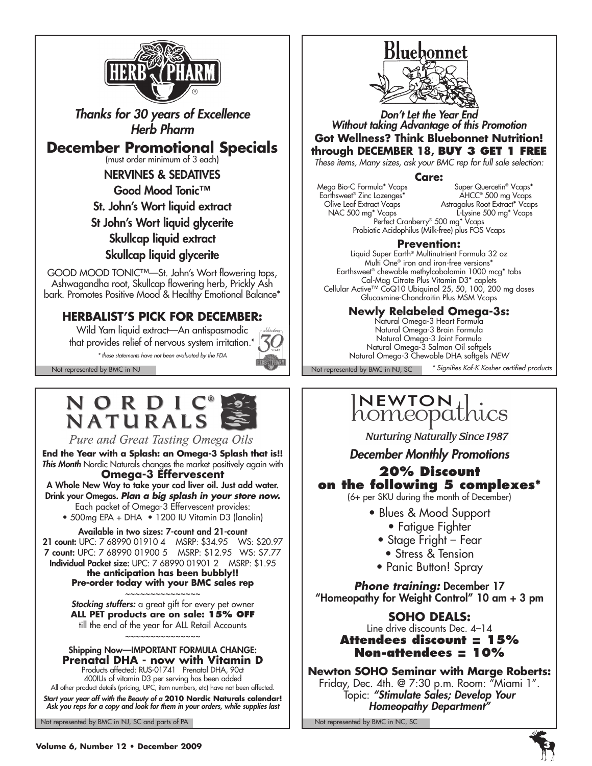## HERB PHARM

*Thanks for 30 years of Excellence*
*Herb Pharm*

## December Promotional Specials

(must order minimum of 3 each)

**NERVINES & SEDATIVES**

**Good Mood Tonic™**

**St. John's Wort liquid extract**

**St John's Wort liquid glycerite**

**Skullcap liquid extract**

**Skullcap liquid glycerite**

GOOD MOOD TONIC™—St. John's Wort flowering tops, Ashwagandha root, Skullcap flowering herb, Prickly Ash bark. Promotes Positive Mood & Healthy Emotional Balance*

### HERBALIST'S PICK FOR DECEMBER:

Wild Yam liquid extract—An antispasmodic that provides relief of nervous system irritation.*

*\* these statements have not been evaluated by the FDA*

Not represented by BMC in NJ

---

## Bluebonnet

*Don't Let the Year End*
*Without taking Advantage of this Promotion*

**Got Wellness? Think Bluebonnet Nutrition!**
**through DECEMBER 18, BUY 3 GET 1 FREE**

*These items, Many sizes, ask your BMC rep for full sale selection:*

### Care:

Mega Bio-C Formula* Vcaps
Super Quercetin® Vcaps*
Earthsweet® Zinc Lozenges*
AHCC® 500 mg Vcaps
Olive Leaf Extract Vcaps
Astragalus Root Extract* Vcaps
NAC 500 mg* Vcaps
L-Lysine 500 mg* Vcaps
Perfect Cranberry® 500 mg* Vcaps
Probiotic Acidophilus (Milk-free) plus FOS Vcaps

### Prevention:

Liquid Super Earth® Multinutrient Formula 32 oz
Multi One® iron and iron-free versions*
Earthsweet® chewable methylcobalamin 1000 mcg* tabs
Cal-Mag Citrate Plus Vitamin D3* caplets
Cellular Active™ CoQ10 Ubiquinol 25, 50, 100, 200 mg doses
Glucasmine-Chondroitin Plus MSM Vcaps

### Newly Relabeled Omega-3s:

Natural Omega-3 Heart Formula
Natural Omega-3 Brain Formula
Natural Omega-3 Joint Formula
Natural Omega-3 Salmon Oil softgels
Natural Omega-3 Chewable DHA softgels *NEW*

Not represented by BMC in NJ, SC

*\* Signifies Kof-K Kosher certified products*

---

## NORDIC® NATURALS

*Pure and Great Tasting Omega Oils*

**End the Year with a Splash: an Omega-3 Splash that is!!**
***This Month*** Nordic Naturals changes the market positively again with
**Omega-3 Effervescent**

**A Whole New Way to take your cod liver oil. Just add water. Drink your Omegas. *Plan a big splash in your store now.***

Each packet of Omega-3 Effervescent provides:
• 500mg EPA + DHA • 1200 IU Vitamin D3 (lanolin)

**Available in two sizes: 7-count and 21-count**
**21 count:** UPC: 7 68990 01910 4 MSRP: $34.95 WS: $20.97
**7 count:** UPC: 7 68990 01900 5 MSRP: $12.95 WS: $7.77
**Individual Packet size:** UPC: 7 68990 01901 2 MSRP: $1.95

**the anticipation has been bubbly!!**
**Pre-order today with your BMC sales rep**

~~~~~~~~~~~~~~~

***Stocking stuffers:*** a great gift for every pet owner
**ALL PET products are on sale: 15% OFF**
till the end of the year for ALL Retail Accounts

~~~~~~~~~~~~~~~

**Shipping Now—IMPORTANT FORMULA CHANGE:**
**Prenatal DHA - now with Vitamin D**
Products affected: RUS-01741 Prenatal DHA, 90ct
400IUs of vitamin D3 per serving has been added
All other product details (pricing, UPC, item numbers, etc) have not been affected.

***Start your year off with the Beauty of a* 2010 Nordic Naturals calendar!**
***Ask you reps for a copy and look for them in your orders, while supplies last***

Not represented by BMC in NJ, SC and parts of PA

---

## NEWTON homeopathics

*Nurturing Naturally Since 1987*

### *December Monthly Promotions*

## 20% Discount on the following 5 complexes*

(6+ per SKU during the month of December)

- Blues & Mood Support
- Fatigue Fighter
- Stage Fright – Fear
- Stress & Tension
- Panic Button! Spray

***Phone training:*** **December 17**
**"Homeopathy for Weight Control" 10 am + 3 pm**

### SOHO DEALS:

Line drive discounts Dec. 4–14
**Attendees discount = 15%**
**Non-attendees = 10%**

**Newton SOHO Seminar with Marge Roberts:**
Friday, Dec. 4th. @ 7:30 p.m. Room: "Miami 1".
Topic: ***"Stimulate Sales; Develop Your Homeopathy Department"***

Not represented by BMC in NC, SC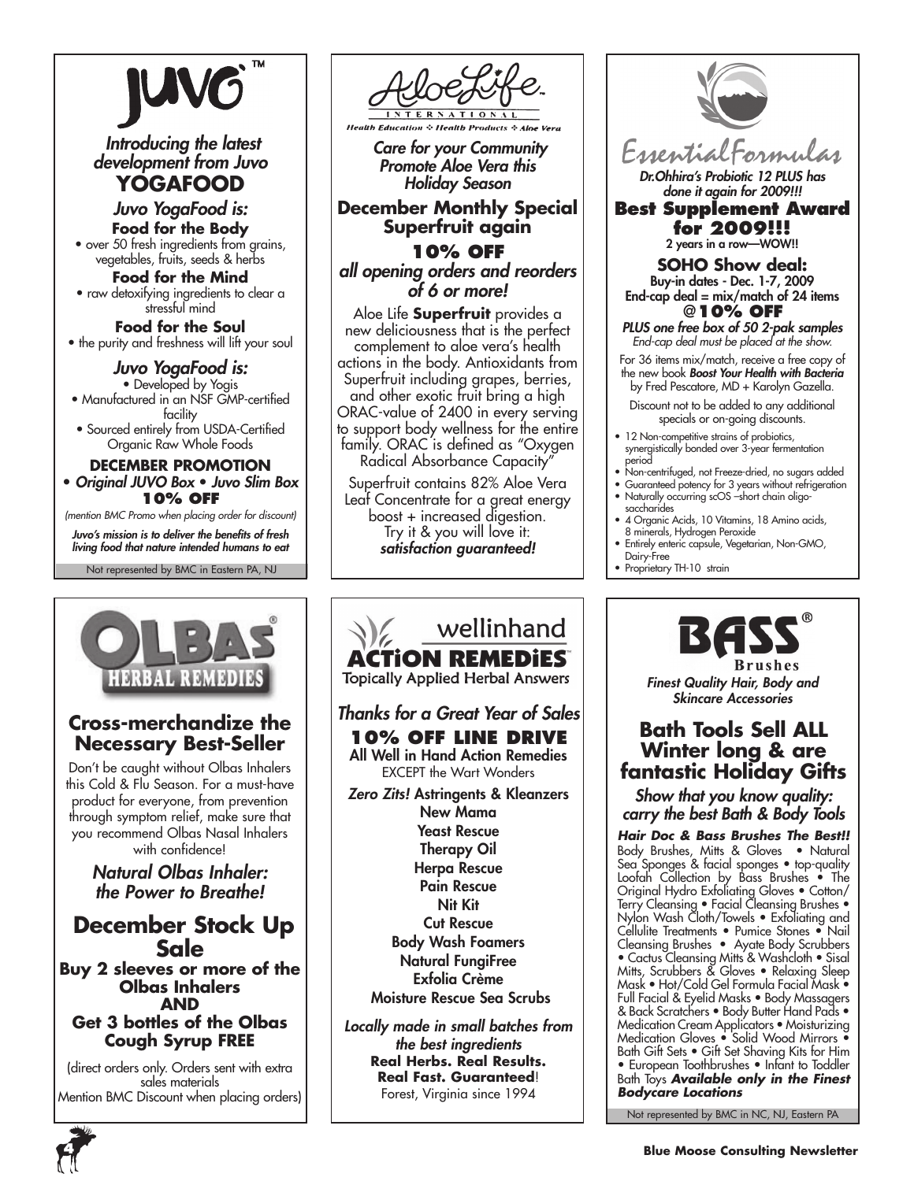# JUVO™

*Introducing the latest development from Juvo*

## YOGAFOOD

### *Juvo YogaFood is:*

**Food for the Body**

- over 50 fresh ingredients from grains, vegetables, fruits, seeds & herbs

**Food for the Mind**

- raw detoxifying ingredients to clear a stressful mind

**Food for the Soul**

- the purity and freshness will lift your soul

### *Juvo YogaFood is:*

- Developed by Yogis
- Manufactured in an NSF GMP-certified facility
- Sourced entirely from USDA-Certified Organic Raw Whole Foods

**DECEMBER PROMOTION**

***• Original JUVO Box • Juvo Slim Box***

**10% OFF**

*(mention BMC Promo when placing order for discount)*

***Juvo's mission is to deliver the benefits of fresh living food that nature intended humans to eat***

Not represented by BMC in Eastern PA, NJ

# AloeLife INTERNATIONAL

*Health Education ❖ Health Products ❖ Aloe Vera*

***Care for your Community Promote Aloe Vera this Holiday Season***

## December Monthly Special Superfruit again

**10% OFF**

***all opening orders and reorders of 6 or more!***

Aloe Life **Superfruit** provides a new deliciousness that is the perfect complement to aloe vera's health actions in the body. Antioxidants from Superfruit including grapes, berries, and other exotic fruit bring a high ORAC-value of 2400 in every serving to support body wellness for the entire family. ORAC is defined as "Oxygen Radical Absorbance Capacity"

Superfruit contains 82% Aloe Vera Leaf Concentrate for a great energy boost + increased digestion. Try it & you will love it: ***satisfaction guaranteed!***

# Essential Formulas

***Dr.Ohhira's Probiotic 12 PLUS has done it again for 2009!!!***

## Best Supplement Award for 2009!!!

**2 years in a row—WOW!!**

**SOHO Show deal:**

**Buy-in dates - Dec. 1-7, 2009**

**End-cap deal = mix/match of 24 items @10% OFF**

***PLUS one free box of 50 2-pak samples***

*End-cap deal must be placed at the show.*

For 36 items mix/match, receive a free copy of the new book ***Boost Your Health with Bacteria*** by Fred Pescatore, MD + Karolyn Gazella.

Discount not to be added to any additional specials or on-going discounts.

- 12 Non-competitive strains of probiotics, synergistically bonded over 3-year fermentation period
- Non-centrifuged, not Freeze-dried, no sugars added
- Guaranteed potency for 3 years without refrigeration
- Naturally occurring scOS –short chain oligo-saccharides
- 4 Organic Acids, 10 Vitamins, 18 Amino acids, 8 minerals, Hydrogen Peroxide
- Entirely enteric capsule, Vegetarian, Non-GMO, Dairy-Free
- Proprietary TH-10 strain

# OLBAS® HERBAL REMEDIES

## Cross-merchandize the Necessary Best-Seller

Don't be caught without Olbas Inhalers this Cold & Flu Season. For a must-have product for everyone, from prevention through symptom relief, make sure that you recommend Olbas Nasal Inhalers with confidence!

***Natural Olbas Inhaler: the Power to Breathe!***

## December Stock Up Sale

**Buy 2 sleeves or more of the Olbas Inhalers AND Get 3 bottles of the Olbas Cough Syrup FREE**

(direct orders only. Orders sent with extra sales materials Mention BMC Discount when placing orders)

# wellinhand ACTiON REMEDiES™

Topically Applied Herbal Answers

***Thanks for a Great Year of Sales***

## 10% OFF LINE DRIVE

**All Well in Hand Action Remedies**

EXCEPT the Wart Wonders

***Zero Zits!*** **Astringents & Kleanzers**

**New Mama**

**Yeast Rescue**

**Therapy Oil**

**Herpa Rescue**

**Pain Rescue**

**Nit Kit**

**Cut Rescue**

**Body Wash Foamers**

**Natural FungiFree**

**Exfolia Crème**

**Moisture Rescue Sea Scrubs**

***Locally made in small batches from the best ingredients***

**Real Herbs. Real Results. Real Fast. Guaranteed**!

Forest, Virginia since 1994

# BASS® Brushes

***Finest Quality Hair, Body and Skincare Accessories***

## Bath Tools Sell ALL Winter long & are fantastic Holiday Gifts

***Show that you know quality: carry the best Bath & Body Tools***

***Hair Doc & Bass Brushes The Best!!*** Body Brushes, Mitts & Gloves • Natural Sea Sponges & facial sponges • top-quality Loofah Collection by Bass Brushes • The Original Hydro Exfoliating Gloves • Cotton/Terry Cleansing • Facial Cleansing Brushes • Nylon Wash Cloth/Towels • Exfoliating and Cellulite Treatments • Pumice Stones • Nail Cleansing Brushes • Ayate Body Scrubbers • Cactus Cleansing Mitts & Washcloth • Sisal Mitts, Scrubbers & Gloves • Relaxing Sleep Mask • Hot/Cold Gel Formula Facial Mask • Full Facial & Eyelid Masks • Body Massagers & Back Scratchers • Body Butter Hand Pads • Medication Cream Applicators • Moisturizing Medication Gloves • Solid Wood Mirrors • Bath Gift Sets • Gift Set Shaving Kits for Him • European Toothbrushes • Infant to Toddler Bath Toys ***Available only in the Finest Bodycare Locations***

Not represented by BMC in NC, NJ, Eastern PA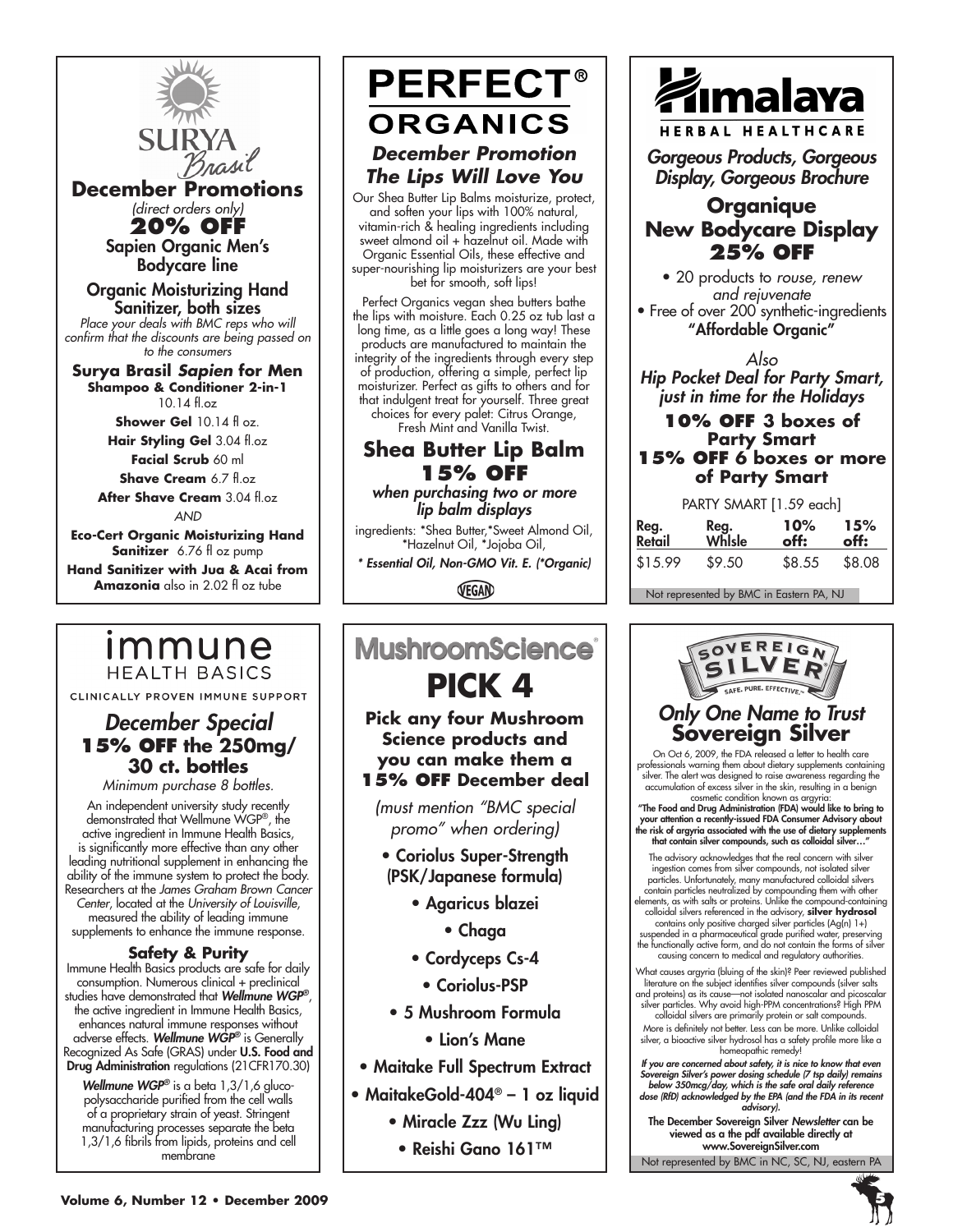# SURYA Brasil

## December Promotions

*(direct orders only)*

**20% OFF**

Sapien Organic Men's Bodycare line

Organic Moisturizing Hand Sanitizer, both sizes

*Place your deals with BMC reps who will confirm that the discounts are being passed on to the consumers*

**Surya Brasil *Sapien* for Men**

**Shampoo & Conditioner 2-in-1** 10.14 fl.oz

**Shower Gel** 10.14 fl oz.

**Hair Styling Gel** 3.04 fl.oz

**Facial Scrub** 60 ml

**Shave Cream** 6.7 fl.oz

**After Shave Cream** 3.04 fl.oz

*AND*

**Eco-Cert Organic Moisturizing Hand Sanitizer** 6.76 fl oz pump

**Hand Sanitizer with Jua & Acai from Amazonia** also in 2.02 fl oz tube

# PERFECT® ORGANICS

## *December Promotion The Lips Will Love You*

Our Shea Butter Lip Balms moisturize, protect, and soften your lips with 100% natural, vitamin-rich & healing ingredients including sweet almond oil + hazelnut oil. Made with Organic Essential Oils, these effective and super-nourishing lip moisturizers are your best bet for smooth, soft lips!

Perfect Organics vegan shea butters bathe the lips with moisture. Each 0.25 oz tub last a long time, as a little goes a long way! These products are manufactured to maintain the integrity of the ingredients through every step of production, offering a simple, perfect lip moisturizer. Perfect as gifts to others and for that indulgent treat for yourself. Three great choices for every palet: Citrus Orange, Fresh Mint and Vanilla Twist.

### Shea Butter Lip Balm 15% OFF

*when purchasing two or more lip balm displays*

ingredients: *Shea Butter,*Sweet Almond Oil, *Hazelnut Oil, *Jojoba Oil,

*\* Essential Oil, Non-GMO Vit. E. (*Organic)*

VEGAN

# Himalaya HERBAL HEALTHCARE

## *Gorgeous Products, Gorgeous Display, Gorgeous Brochure*

### Organique New Bodycare Display 25% OFF

- 20 products to *rouse, renew and rejuvenate*
- Free of over 200 synthetic-ingredients

**"Affordable Organic"**

*Also*

*Hip Pocket Deal for Party Smart, just in time for the Holidays*

**10% OFF 3 boxes of Party Smart**

**15% OFF 6 boxes or more of Party Smart**

PARTY SMART [1.59 each]

| Reg. Retail | Reg. Whlsle | 10% off: | 15% off: |
|---|---|---|---|
| $15.99 | $9.50 | $8.55 | $8.08 |

Not represented by BMC in Eastern PA, NJ

# immune HEALTH BASICS

CLINICALLY PROVEN IMMUNE SUPPORT

## *December Special* 15% OFF the 250mg/30 ct. bottles

*Minimum purchase 8 bottles.*

An independent university study recently demonstrated that Wellmune WGP®, the active ingredient in Immune Health Basics, is significantly more effective than any other leading nutritional supplement in enhancing the ability of the immune system to protect the body. Researchers at the *James Graham Brown Cancer Center*, located at the *University of Louisville*, measured the ability of leading immune supplements to enhance the immune response.

### Safety & Purity

Immune Health Basics products are safe for daily consumption. Numerous clinical + preclinical studies have demonstrated that ***Wellmune WGP®***, the active ingredient in Immune Health Basics, enhances natural immune responses without adverse effects. ***Wellmune WGP®*** is Generally Recognized As Safe (GRAS) under **U.S. Food and Drug Administration** regulations (21CFR170.30)

***Wellmune WGP®*** is a beta 1,3/1,6 glucopolysaccharide purified from the cell walls of a proprietary strain of yeast. Stringent manufacturing processes separate the beta 1,3/1,6 fibrils from lipids, proteins and cell membrane

# MushroomScience®

## PICK 4

**Pick any four Mushroom Science products and you can make them a 15% OFF December deal**

*(must mention "BMC special promo" when ordering)*

- Coriolus Super-Strength (PSK/Japanese formula)
- Agaricus blazei
- Chaga
- Cordyceps Cs-4
- Coriolus-PSP
- 5 Mushroom Formula
- Lion's Mane
- Maitake Full Spectrum Extract
- MaitakeGold-404® – 1 oz liquid
- Miracle Zzz (Wu Ling)
- Reishi Gano 161™

# SOVEREIGN SILVER

SAFE. PURE. EFFECTIVE.™

## *Only One Name to Trust* Sovereign Silver

On Oct 6, 2009, the FDA released a letter to health care professionals warning them about dietary supplements containing silver. The alert was designed to raise awareness regarding the accumulation of excess silver in the skin, resulting in a benign cosmetic condition known as argyria:

**"The Food and Drug Administration (FDA) would like to bring to your attention a recently-issued FDA Consumer Advisory about the risk of argyria associated with the use of dietary supplements that contain silver compounds, such as colloidal silver…"**

The advisory acknowledges that the real concern with silver ingestion comes from silver compounds, not isolated silver particles. Unfortunately, many manufactured colloidal silvers contain particles neutralized by compounding them with other elements, as with salts or proteins. Unlike the compound-containing colloidal silvers referenced in the advisory, **silver hydrosol** contains only positive charged silver particles (Ag(n) 1+) suspended in a pharmaceutical grade purified water, preserving the functionally active form, and do not contain the forms of silver causing concern to medical and regulatory authorities.

What causes argyria (bluing of the skin)? Peer reviewed published literature on the subject identifies silver compounds (silver salts and proteins) as its cause—not isolated nanoscalar and picoscalar silver particles. Why avoid high-PPM concentrations? High PPM colloidal silvers are primarily protein or salt compounds.

More is definitely not better. Less can be more. Unlike colloidal silver, a bioactive silver hydrosol has a safety profile more like a homeopathic remedy!

***If you are concerned about safety, it is nice to know that even Sovereign Silver's power dosing schedule (7 tsp daily) remains below 350mcg/day, which is the safe oral daily reference dose (RfD) acknowledged by the EPA (and the FDA in its recent advisory).***

**The December Sovereign Silver *Newsletter* can be viewed as a the pdf available directly at www.SovereignSilver.com**

Not represented by BMC in NC, SC, NJ, eastern PA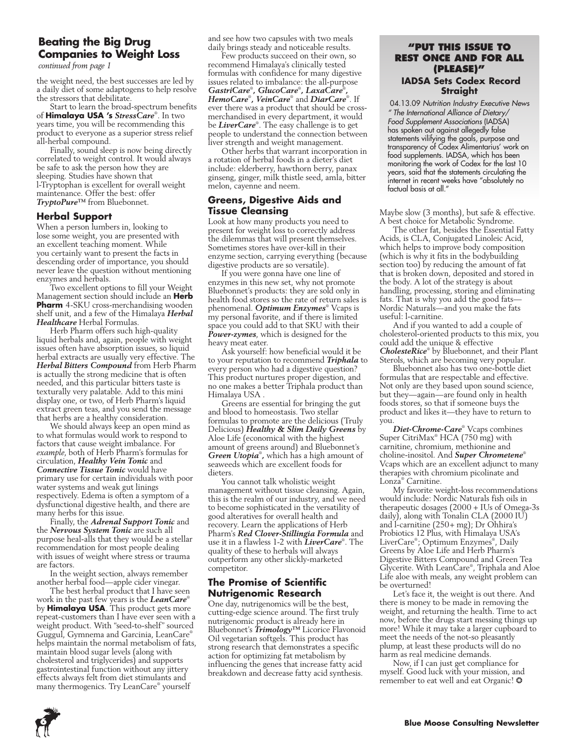## Beating the Big Drug Companies to Weight Loss

*continued from page 1*

the weight need, the best successes are led by a daily diet of some adaptogens to help resolve the stressors that debilitate.

Start to learn the broad-spectrum benefits of **Himalaya USA 's** ***StressCare***®. In two years time, you will be recommending this product to everyone as a superior stress relief all-herbal compound.

Finally, sound sleep is now being directly correlated to weight control. It would always be safe to ask the person how they are sleeping. Studies have shown that l-Tryptophan is excellent for overall weight maintenance. Offer the best: offer ***TryptoPure***™ from Bluebonnet.

### Herbal Support

When a person lumbers in, looking to lose some weight, you are presented with an excellent teaching moment. While you certainly want to present the facts in descending order of importance, you should never leave the question without mentioning enzymes and herbals.

Two excellent options to fill your Weight Management section should include an **Herb Pharm** 4-SKU cross-merchandising wooden shelf unit, and a few of the Himalaya ***Herbal Healthcare*** Herbal Formulas.

Herb Pharm offers such high-quality liquid herbals and, again, people with weight issues often have absorption issues, so liquid herbal extracts are usually very effective. The ***Herbal Bitters Compound*** from Herb Pharm is actually the strong medicine that is often needed, and this particular bitters taste is texturally very palatable. Add to this mini display one, or two, of Herb Pharm's liquid extract green teas, and you send the message that herbs are a healthy consideration.

We should always keep an open mind as to what formulas would work to respond to factors that cause weight imbalance. For *example*, both of Herb Pharm's formulas for circulation, ***Healthy Vein Tonic*** and ***Connective Tissue Tonic*** would have primary use for certain individuals with poor water systems and weak gut linings respectively. Edema is often a symptom of a dysfunctional digestive health, and there are many herbs for this issue.

Finally, the ***Adrenal Support Tonic*** and the ***Nervous System Tonic*** are such all purpose heal-alls that they would be a stellar recommendation for most people dealing with issues of weight where stress or trauma are factors.

In the weight section, always remember another herbal food—apple cider vinegar.

The best herbal product that I have seen work in the past few years is the ***LeanCare***® by **Himalaya USA**. This product gets more repeat-customers than I have ever seen with a weight product. With "seed-to-shelf" sourced Guggul, Gymnema and Garcinia, LeanCare® helps maintain the normal metabolism of fats, maintain blood sugar levels (along with cholesterol and triglycerides) and supports gastrointestinal function without any jittery effects always felt from diet stimulants and many thermogenics. Try LeanCare® yourself and see how two capsules with two meals daily brings steady and noticeable results.

Few products succeed on their own, so recommend Himalaya's clinically tested formulas with confidence for many digestive issues related to imbalance: the all-purpose ***GastriCare***®, ***GlucoCare***®, ***LaxaCare***®, ***HemoCare***®, ***VeinCare***® and ***DiarCare***®. If ever there was a product that should be cross-merchandised in every department, it would be ***LiverCare***®. The easy challenge is to get people to understand the connection between liver strength and weight management.

Other herbs that warrant incorporation in a rotation of herbal foods in a dieter's diet include: elderberry, hawthorn berry, panax ginseng, ginger, milk thistle seed, amla, bitter melon, cayenne and neem.

### Greens, Digestive Aids and Tissue Cleansing

Look at how many products you need to present for weight loss to correctly address the dilemmas that will present themselves. Sometimes stores have over-kill in their enzyme section, carrying everything (because digestive products are so versatile).

If you were gonna have one line of enzymes in this new set, why not promote Bluebonnet's products: they are sold only in health food stores so the rate of return sales is phenomenal. ***Optimum Enzymes***® Vcaps is my personal favorite, and if there is limited space you could add to that SKU with their ***Power-zymes***, which is designed for the heavy meat eater.

Ask yourself: how beneficial would it be to your reputation to recommend ***Triphala*** to every person who had a digestive question? This product nurtures proper digestion, and no one makes a better Triphala product than Himalaya USA .

Greens are essential for bringing the gut and blood to homeostasis. Two stellar formulas to promote are the delicious (Truly Delicious) ***Healthy & Slim Daily Greens*** by Aloe Life (economical with the highest amount of greens around) and Bluebonnet's ***Green Utopia***®, which has a high amount of seaweeds which are excellent foods for dieters.

You cannot talk wholistic weight management without tissue cleansing. Again, this is the realm of our industry, and we need to become sophisticated in the versatility of good alteratives for overall health and recovery. Learn the applications of Herb Pharm's ***Red Clover-Stillingia Formula*** and use it in a flawless 1-2 with ***LiverCare***®. The quality of these to herbals will always outperform any other slickly-marketed competitor.

### The Promise of Scientific Nutrigenomic Research

One day, nutrigenomics will be the best, cutting-edge science around. The first truly nutrigenomic product is already here in Bluebonnet's ***Trimology***™ Licorice Flavonoid Oil vegetarian softgels. This product has strong research that demonstrates a specific action for optimizing fat metabolism by influencing the genes that increase fatty acid breakdown and decrease fatty acid synthesis. Maybe slow (3 months), but safe & effective. A best choice for Metabolic Syndrome.

The other fat, besides the Essential Fatty Acids, is CLA, Conjugated Linoleic Acid, which helps to improve body composition (which is why it fits in the bodybuilding section too) by reducing the amount of fat that is broken down, deposited and stored in the body. A lot of the strategy is about handling, processing, storing and eliminating fats. That is why you add the good fats—Nordic Naturals—and you make the fats useful: l-carnitine.

And if you wanted to add a couple of cholesterol-oriented products to this mix, you could add the unique & effective ***CholesteRice***® by Bluebonnet, and their Plant Sterols, which are becoming very popular.

Bluebonnet also has two one-bottle diet formulas that are respectable and effective. Not only are they based upon sound science, but they—again—are found only in health foods stores, so that if someone buys the product and likes it—they have to return to you.

***Diet-Chrome-Care***® Vcaps combines Super CitriMax® HCA (750 mg) with carnitine, chromium, methionine and choline-inositol. And ***Super Chrometene***® Vcaps which are an excellent adjunct to many therapies with chromium picolinate and Lonza® Carnitine.

My favorite weight-loss recommendations would include: Nordic Naturals fish oils in therapeutic dosages (2000 + IUs of Omega-3s daily), along with Tonalin CLA (2000 IU) and l-carnitine (250+ mg); Dr Ohhira's Probiotics 12 Plus, with Himalaya USA's LiverCare®; Optimum Enzymes®, Daily Greens by Aloe Life and Herb Pharm's Digestive Bitters Compound and Green Tea Glycerite. With LeanCare®, Triphala and Aloe Life aloe with meals, any weight problem can be overturned!

Let's face it, the weight is out there. And there is money to be made in removing the weight, and returning the health. Time to act now, before the drugs start messing things up more! While it may take a larger cupboard to meet the needs of the not-so pleasantly plump, at least these products will do no harm as real medicine demands.

Now, if I can just get compliance for myself. Good luck with your mission, and remember to eat well and eat Organic! ✪

---

### "PUT THIS ISSUE TO REST ONCE AND FOR ALL (PLEASE)"

#### IADSA Sets Codex Record Straight

04.13.09 *Nutrition Industry Executive News " The International Alliance of Dietary/ Food Supplement Associations* (IADSA) has spoken out against allegedly false statements vilifying the goals, purpose and transparency of Codex Alimentarius' work on food supplements. IADSA, which has been monitoring the work of Codex for the last 10 years, said that the statements circulating the internet in recent weeks have "absolutely no factual basis at all."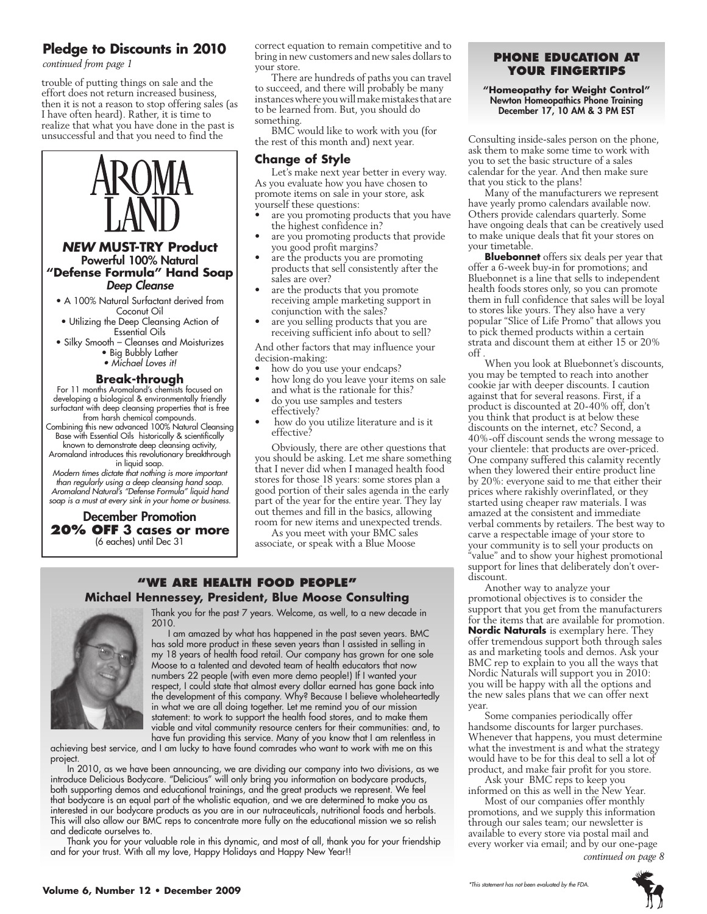## Pledge to Discounts in 2010

*continued from page 1*

trouble of putting things on sale and the effort does not return increased business, then it is not a reason to stop offering sales (as I have often heard). Rather, it is time to realize that what you have done in the past is unsuccessful and that you need to find the correct equation to remain competitive and to bring in new customers and new sales dollars to your store.

There are hundreds of paths you can travel to succeed, and there will probably be many instances where you will make mistakes that are to be learned from. But, you should do something.

BMC would like to work with you (for the rest of this month and) next year.

### Change of Style

Let's make next year better in every way. As you evaluate how you have chosen to promote items on sale in your store, ask yourself these questions:

- are you promoting products that you have the highest confidence in?
- are you promoting products that provide you good profit margins?
- are the products you are promoting products that sell consistently after the sales are over?
- are the products that you promote receiving ample marketing support in conjunction with the sales?
- are you selling products that you are receiving sufficient info about to sell?

And other factors that may influence your decision-making:

- how do you use your endcaps?
- how long do you leave your items on sale and what is the rationale for this?
- do you use samples and testers effectively?
- how do you utilize literature and is it effective?

Obviously, there are other questions that you should be asking. Let me share something that I never did when I managed health food stores for those 18 years: some stores plan a good portion of their sales agenda in the early part of the year for the entire year. They lay out themes and fill in the basics, allowing room for new items and unexpected trends.

As you meet with your BMC sales associate, or speak with a Blue Moose Consulting inside-sales person on the phone, ask them to make some time to work with you to set the basic structure of a sales calendar for the year. And then make sure that you stick to the plans!

Many of the manufacturers we represent have yearly promo calendars available now. Others provide calendars quarterly. Some have ongoing deals that can be creatively used to make unique deals that fit your stores on your timetable.

**Bluebonnet** offers six deals per year that offer a 6-week buy-in for promotions; and Bluebonnet is a line that sells to independent health foods stores only, so you can promote them in full confidence that sales will be loyal to stores like yours. They also have a very popular "Slice of Life Promo" that allows you to pick themed products within a certain strata and discount them at either 15 or 20% off .

When you look at Bluebonnet's discounts, you may be tempted to reach into another cookie jar with deeper discounts. I caution against that for several reasons. First, if a product is discounted at 20-40% off, don't you think that product is at below these discounts on the internet, etc? Second, a 40%-off discount sends the wrong message to your clientele: that products are over-priced. One company suffered this calamity recently when they lowered their entire product line by 20%: everyone said to me that either their prices where rakishly overinflated, or they started using cheaper raw materials. I was amazed at the consistent and immediate verbal comments by retailers. The best way to carve a respectable image of your store to your community is to sell your products on "value" and to show your highest promotional support for lines that deliberately don't over-discount.

Another way to analyze your promotional objectives is to consider the support that you get from the manufacturers for the items that are available for promotion. **Nordic Naturals** is exemplary here. They offer tremendous support both through sales as and marketing tools and demos. Ask your BMC rep to explain to you all the ways that Nordic Naturals will support you in 2010: you will be happy with all the options and the new sales plans that we can offer next year.

Some companies periodically offer handsome discounts for larger purchases. Whenever that happens, you must determine what the investment is and what the strategy would have to be for this deal to sell a lot of product, and make fair profit for you store.

Ask your BMC reps to keep you informed on this as well in the New Year.

Most of our companies offer monthly promotions, and we supply this information through our sales team; our newsletter is available to every store via postal mail and every worker via email; and by our one-page

*continued on page 8*

---

# AROMA LAND

### *NEW* MUST-TRY Product
**Powerful 100% Natural "Defense Formula" Hand Soap**
***Deep Cleanse***

- A 100% Natural Surfactant derived from Coconut Oil
- Utilizing the Deep Cleansing Action of Essential Oils
- Silky Smooth – Cleanses and Moisturizes
- Big Bubbly Lather
- *Michael Loves it!*

### Break-through

For 11 months Aromaland's chemists focused on developing a biological & environmentally friendly surfactant with deep cleansing properties that is free from harsh chemical compounds. Combining this new advanced 100% Natural Cleansing Base with Essential Oils historically & scientifically known to demonstrate deep cleansing activity, Aromaland introduces this revolutionary breakthrough in liquid soap.

*Modern times dictate that nothing is more important than regularly using a deep cleansing hand soap. Aromaland Natural's "Defense Formula" liquid hand soap is a must at every sink in your home or business.*

**December Promotion**
**20% OFF 3 cases or more**
(6 eaches) until Dec 31

---

### PHONE EDUCATION AT YOUR FINGERTIPS

**"Homeopathy for Weight Control"**
**Newton Homeopathics Phone Training**
**December 17, 10 AM & 3 PM EST**

---

## "WE ARE HEALTH FOOD PEOPLE"
### Michael Hennessey, President, Blue Moose Consulting

Thank you for the past 7 years. Welcome, as well, to a new decade in 2010.

I am amazed by what has happened in the past seven years. BMC has sold more product in these seven years than I assisted in selling in my 18 years of health food retail. Our company has grown for one sole Moose to a talented and devoted team of health educators that now numbers 22 people (with even more demo people!) If I wanted your respect, I could state that almost every dollar earned has gone back into the development of this company. Why? Because I believe wholeheartedly in what we are all doing together. Let me remind you of our mission statement: to work to support the health food stores, and to make them viable and vital community resource centers for their communities: and, to have fun providing this service. Many of you know that I am relentless in achieving best service, and I am lucky to have found comrades who want to work with me on this project.

In 2010, as we have been announcing, we are dividing our company into two divisions, as we introduce Delicious Bodycare. "Delicious" will only bring you information on bodycare products, both supporting demos and educational trainings, and the great products we represent. We feel that bodycare is an equal part of the wholistic equation, and we are determined to make you as interested in our bodycare products as you are in our nutraceuticals, nutritional foods and herbals. This will also allow our BMC reps to concentrate more fully on the educational mission we so relish and dedicate ourselves to.

Thank you for your valuable role in this dynamic, and most of all, thank you for your friendship and for your trust. With all my love, Happy Holidays and Happy New Year!!

*This statement has not been evaluated by the FDA.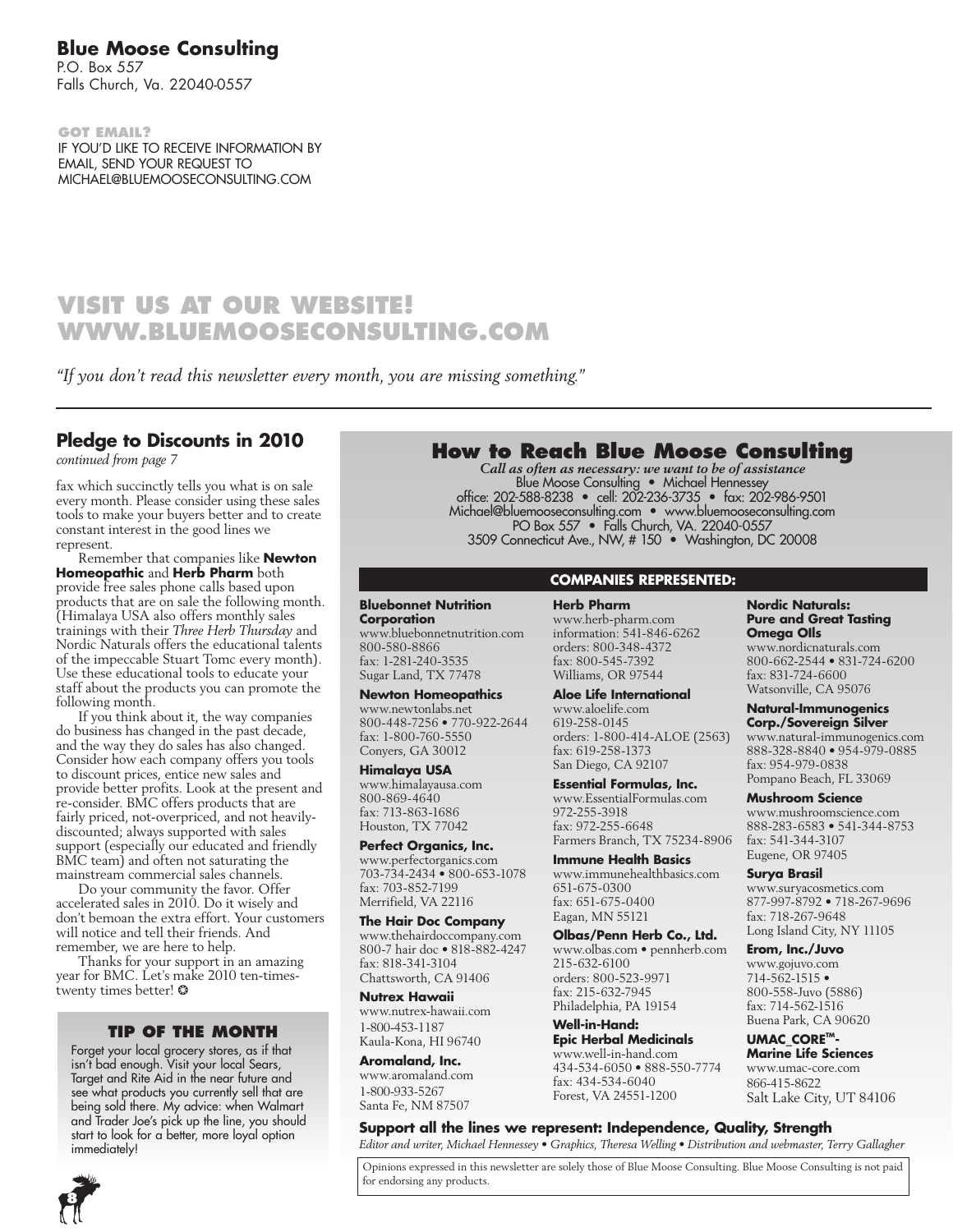**Blue Moose Consulting**
P.O. Box 557
Falls Church, Va. 22040-0557

**GOT EMAIL?**
IF YOU'D LIKE TO RECEIVE INFORMATION BY EMAIL, SEND YOUR REQUEST TO MICHAEL@BLUEMOOSECONSULTING.COM

## VISIT US AT OUR WEBSITE! WWW.BLUEMOOSECONSULTING.COM

*"If you don't read this newsletter every month, you are missing something."*

## Pledge to Discounts in 2010

*continued from page 7*

fax which succinctly tells you what is on sale every month. Please consider using these sales tools to make your buyers better and to create constant interest in the good lines we represent.

Remember that companies like **Newton Homeopathic** and **Herb Pharm** both provide free sales phone calls based upon products that are on sale the following month. (Himalaya USA also offers monthly sales trainings with their *Three Herb Thursday* and Nordic Naturals offers the educational talents of the impeccable Stuart Tomc every month). Use these educational tools to educate your staff about the products you can promote the following month.

If you think about it, the way companies do business has changed in the past decade, and the way they do sales has also changed. Consider how each company offers you tools to discount prices, entice new sales and provide better profits. Look at the present and re-consider. BMC offers products that are fairly priced, not-overpriced, and not heavily-discounted; always supported with sales support (especially our educated and friendly BMC team) and often not saturating the mainstream commercial sales channels.

Do your community the favor. Offer accelerated sales in 2010. Do it wisely and don't bemoan the extra effort. Your customers will notice and tell their friends. And remember, we are here to help.

Thanks for your support in an amazing year for BMC. Let's make 2010 ten-times-twenty times better! ✪

### TIP OF THE MONTH

Forget your local grocery stores, as if that isn't bad enough. Visit your local Sears, Target and Rite Aid in the near future and see what products you currently sell that are being sold there. My advice: when Walmart and Trader Joe's pick up the line, you should start to look for a better, more loyal option immediately!

## How to Reach Blue Moose Consulting

***Call as often as necessary: we want to be of assistance***
Blue Moose Consulting • Michael Hennessey
office: 202-588-8238 • cell: 202-236-3735 • fax: 202-986-9501
Michael@bluemooseconsulting.com • www.bluemooseconsulting.com
PO Box 557 • Falls Church, VA. 22040-0557
3509 Connecticut Ave., NW, # 150 • Washington, DC 20008

### COMPANIES REPRESENTED:

**Bluebonnet Nutrition Corporation**
www.bluebonnetnutrition.com
800-580-8866
fax: 1-281-240-3535
Sugar Land, TX 77478

**Newton Homeopathics**
www.newtonlabs.net
800-448-7256 • 770-922-2644
fax: 1-800-760-5550
Conyers, GA 30012

**Himalaya USA**
www.himalayausa.com
800-869-4640
fax: 713-863-1686
Houston, TX 77042

**Perfect Organics, Inc.**
www.perfectorganics.com
703-734-2434 • 800-653-1078
fax: 703-852-7199
Merrifield, VA 22116

**The Hair Doc Company**
www.thehairdoccompany.com
800-7 hair doc • 818-882-4247
fax: 818-341-3104
Chattsworth, CA 91406

**Nutrex Hawaii**
www.nutrex-hawaii.com
1-800-453-1187
Kaula-Kona, HI 96740

**Aromaland, Inc.**
www.aromaland.com
1-800-933-5267
Santa Fe, NM 87507

**Herb Pharm**
www.herb-pharm.com
information: 541-846-6262
orders: 800-348-4372
fax: 800-545-7392
Williams, OR 97544

**Aloe Life International**
www.aloelife.com
619-258-0145
orders: 1-800-414-ALOE (2563)
fax: 619-258-1373
San Diego, CA 92107

**Essential Formulas, Inc.**
www.EssentialFormulas.com
972-255-3918
fax: 972-255-6648
Farmers Branch, TX 75234-8906

**Immune Health Basics**
www.immunehealthbasics.com
651-675-0300
fax: 651-675-0400
Eagan, MN 55121

**Olbas/Penn Herb Co., Ltd.**
www.olbas.com • pennherb.com
215-632-6100
orders: 800-523-9971
fax: 215-632-7945
Philadelphia, PA 19154

**Well-in-Hand: Epic Herbal Medicinals**
www.well-in-hand.com
434-534-6050 • 888-550-7774
fax: 434-534-6040
Forest, VA 24551-1200

**Nordic Naturals: Pure and Great Tasting Omega Oils**
www.nordicnaturals.com
800-662-2544 • 831-724-6200
fax: 831-724-6600
Watsonville, CA 95076

**Natural-Immunogenics Corp./Sovereign Silver**
www.natural-immunogenics.com
888-328-8840 • 954-979-0885
fax: 954-979-0838
Pompano Beach, FL 33069

**Mushroom Science**
www.mushroomscience.com
888-283-6583 • 541-344-8753
fax: 541-344-3107
Eugene, OR 97405

**Surya Brasil**
www.suryacosmetics.com
877-997-8792 • 718-267-9696
fax: 718-267-9648
Long Island City, NY 11105

**Erom, Inc./Juvo**
www.gojuvo.com
714-562-1515 •
800-558-Juvo (5886)
fax: 714-562-1516
Buena Park, CA 90620

**UMAC_CORE™- Marine Life Sciences**
www.umac-core.com
866-415-8622
Salt Lake City, UT 84106

**Support all the lines we represent: Independence, Quality, Strength**
*Editor and writer, Michael Hennessey • Graphics, Theresa Welling • Distribution and webmaster, Terry Gallagher*

Opinions expressed in this newsletter are solely those of Blue Moose Consulting. Blue Moose Consulting is not paid for endorsing any products.